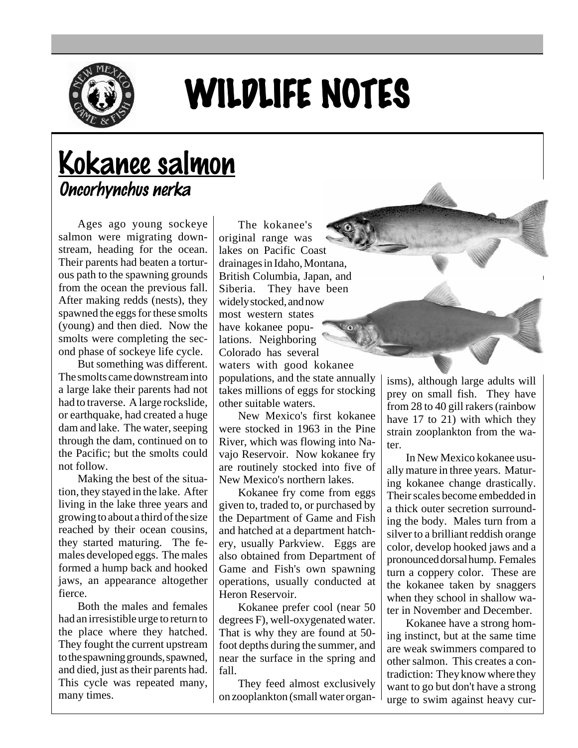# WILDLIFE NOTES

## Kokanee salmon

### *Oncorhynchus nerka*

Ages ago young sockeye salmon were migrating downstream, heading for the ocean. Their parents had beaten a torturous path to the spawning grounds from the ocean the previous fall. After making redds (nests), they spawned the eggs for these smolts (young) and then died. Now the smolts were completing the second phase of sockeye life cycle.

But something was different. The smolts came downstream into a large lake their parents had not had to traverse. A large rockslide, or earthquake, had created a huge dam and lake. The water, seeping through the dam, continued on to the Pacific; but the smolts could not follow.

Making the best of the situation, they stayed in the lake. After living in the lake three years and growing to about a third of the size reached by their ocean cousins, they started maturing. The females developed eggs. The males formed a hump back and hooked jaws, an appearance altogether fierce.

Both the males and females had an irresistible urge to return to the place where they hatched. They fought the current upstream to the spawning grounds, spawned, and died, just as their parents had. This cycle was repeated many, many times.

The kokanee's original range was lakes on Pacific Coast drainages in Idaho, Montana, British Columbia, Japan, and Siberia. They have been widely stocked, and now most western states have kokanee populations. Neighboring Colorado has several waters with good kokanee populations, and the state annually takes millions of eggs for stocking other suitable waters.

New Mexico's first kokanee were stocked in 1963 in the Pine River, which was flowing into Navajo Reservoir. Now kokanee fry are routinely stocked into five of New Mexico's northern lakes.

Kokanee fry come from eggs given to, traded to, or purchased by the Department of Game and Fish and hatched at a department hatchery, usually Parkview. Eggs are also obtained from Department of Game and Fish's own spawning operations, usually conducted at Heron Reservoir.

Kokanee prefer cool (near 50 degrees F), well-oxygenated water. That is why they are found at 50-foot depths during the summer, and near the surface in the spring and fall.

They feed almost exclusively on zooplankton (small water organisms), although large adults will prey on small fish. They have from 28 to 40 gill rakers (rainbow have 17 to 21) with which they strain zooplankton from the water.

In New Mexico kokanee usually mature in three years. Maturing kokanee change drastically. Their scales become embedded in a thick outer secretion surrounding the body. Males turn from a silver to a brilliant reddish orange color, develop hooked jaws and a pronounced dorsal hump. Females turn a coppery color. These are the kokanee taken by snaggers when they school in shallow water in November and December.

Kokanee have a strong homing instinct, but at the same time are weak swimmers compared to other salmon. This creates a contradiction: They know where they want to go but don't have a strong urge to swim against heavy cur-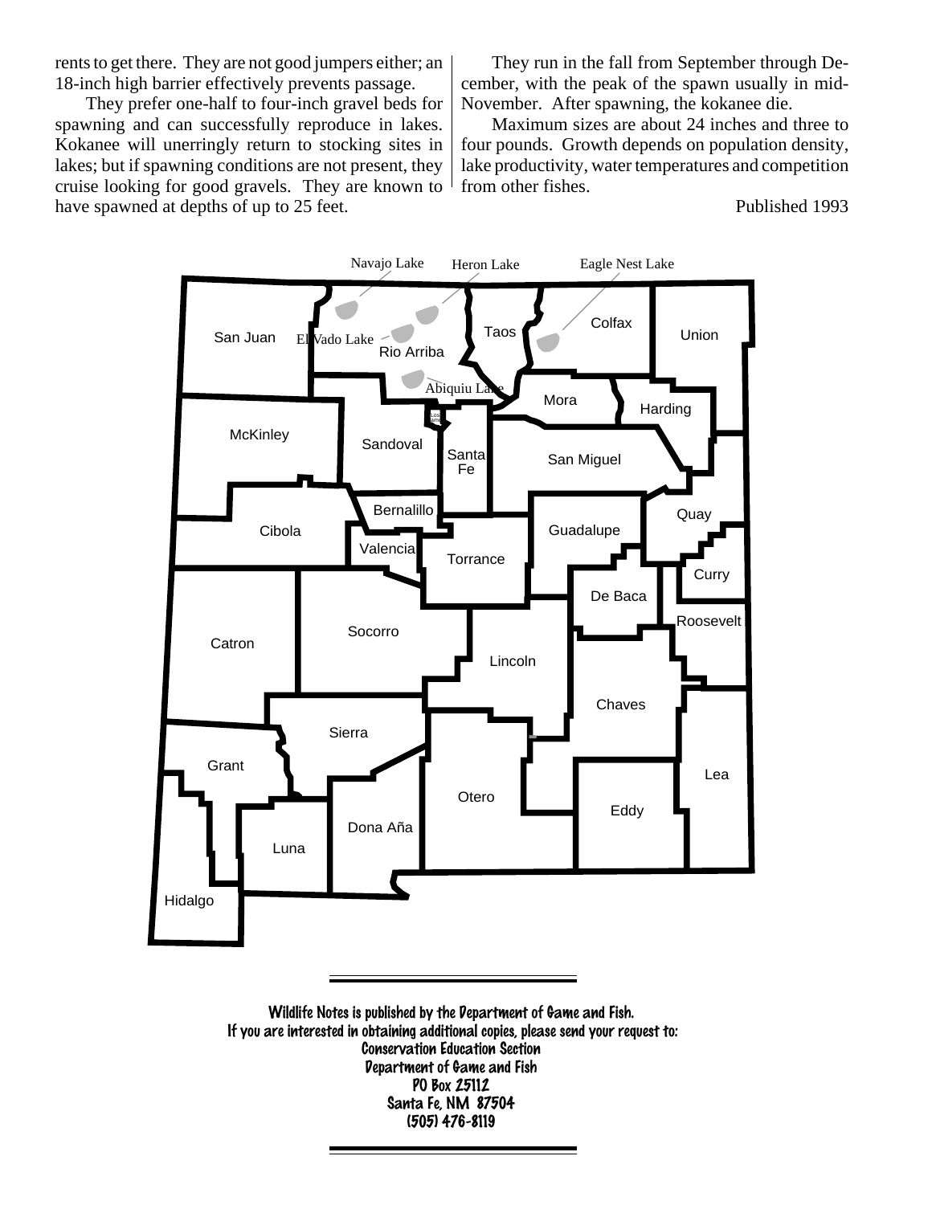rents to get there. They are not good jumpers either; an 18-inch high barrier effectively prevents passage.

They prefer one-half to four-inch gravel beds for spawning and can successfully reproduce in lakes. Kokanee will unerringly return to stocking sites in lakes; but if spawning conditions are not present, they cruise looking for good gravels. They are known to have spawned at depths of up to 25 feet.

They run in the fall from September through December, with the peak of the spawn usually in mid-November. After spawning, the kokanee die.

Maximum sizes are about 24 inches and three to four pounds. Growth depends on population density, lake productivity, water temperatures and competition from other fishes.

Published 1993

Navajo Lake
Heron Lake
Eagle Nest Lake
El Vado Lake
Abiquiu Lake
San Juan
Rio Arriba
Taos
Colfax
Union
Mora
Harding
Los Alamos
McKinley
Sandoval
Santa Fe
San Miguel
Bernalillo
Quay
Cibola
Valencia
Torrance
Guadalupe
Curry
De Baca
Roosevelt
Catron
Socorro
Lincoln
Chaves
Sierra
Grant
Lea
Otero
Eddy
Dona Aña
Luna
Hidalgo

---

**Wildlife Notes is published by the Department of Game and Fish.**
**If you are interested in obtaining additional copies, please send your request to:**
**Conservation Education Section**
**Department of Game and Fish**
**PO Box 25112**
**Santa Fe, NM 87504**
**(505) 476-8119**